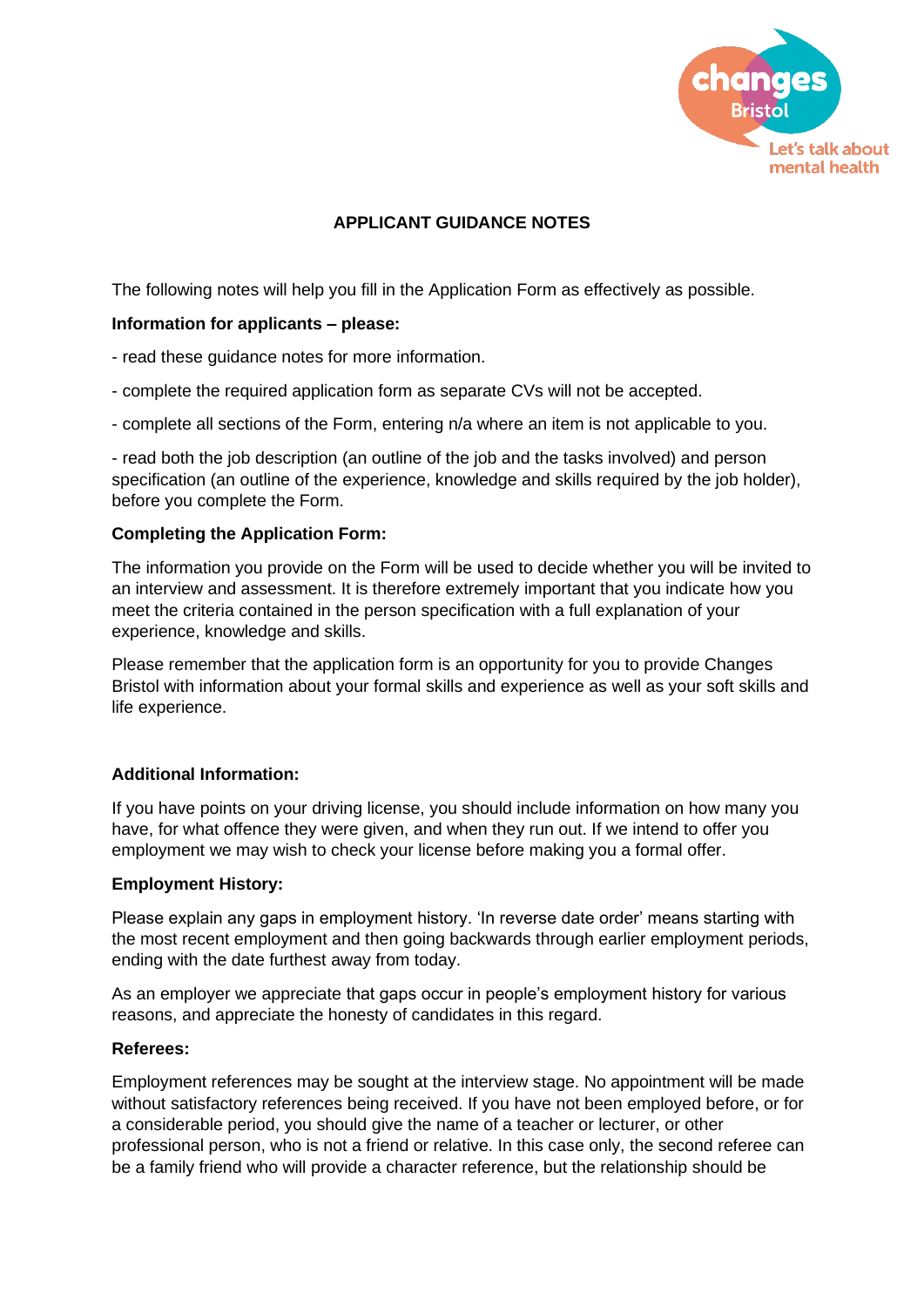# APPLICANT GUIDANCE NOTES

The following notes will help you fill in the Application Form as effectively as possible.

**Information for applicants – please:**

- read these guidance notes for more information.
- complete the required application form as separate CVs will not be accepted.
- complete all sections of the Form, entering n/a where an item is not applicable to you.
- read both the job description (an outline of the job and the tasks involved) and person specification (an outline of the experience, knowledge and skills required by the job holder), before you complete the Form.

**Completing the Application Form:**

The information you provide on the Form will be used to decide whether you will be invited to an interview and assessment. It is therefore extremely important that you indicate how you meet the criteria contained in the person specification with a full explanation of your experience, knowledge and skills.

Please remember that the application form is an opportunity for you to provide Changes Bristol with information about your formal skills and experience as well as your soft skills and life experience.

**Additional Information:**

If you have points on your driving license, you should include information on how many you have, for what offence they were given, and when they run out. If we intend to offer you employment we may wish to check your license before making you a formal offer.

**Employment History:**

Please explain any gaps in employment history. 'In reverse date order' means starting with the most recent employment and then going backwards through earlier employment periods, ending with the date furthest away from today.

As an employer we appreciate that gaps occur in people's employment history for various reasons, and appreciate the honesty of candidates in this regard.

**Referees:**

Employment references may be sought at the interview stage. No appointment will be made without satisfactory references being received. If you have not been employed before, or for a considerable period, you should give the name of a teacher or lecturer, or other professional person, who is not a friend or relative. In this case only, the second referee can be a family friend who will provide a character reference, but the relationship should be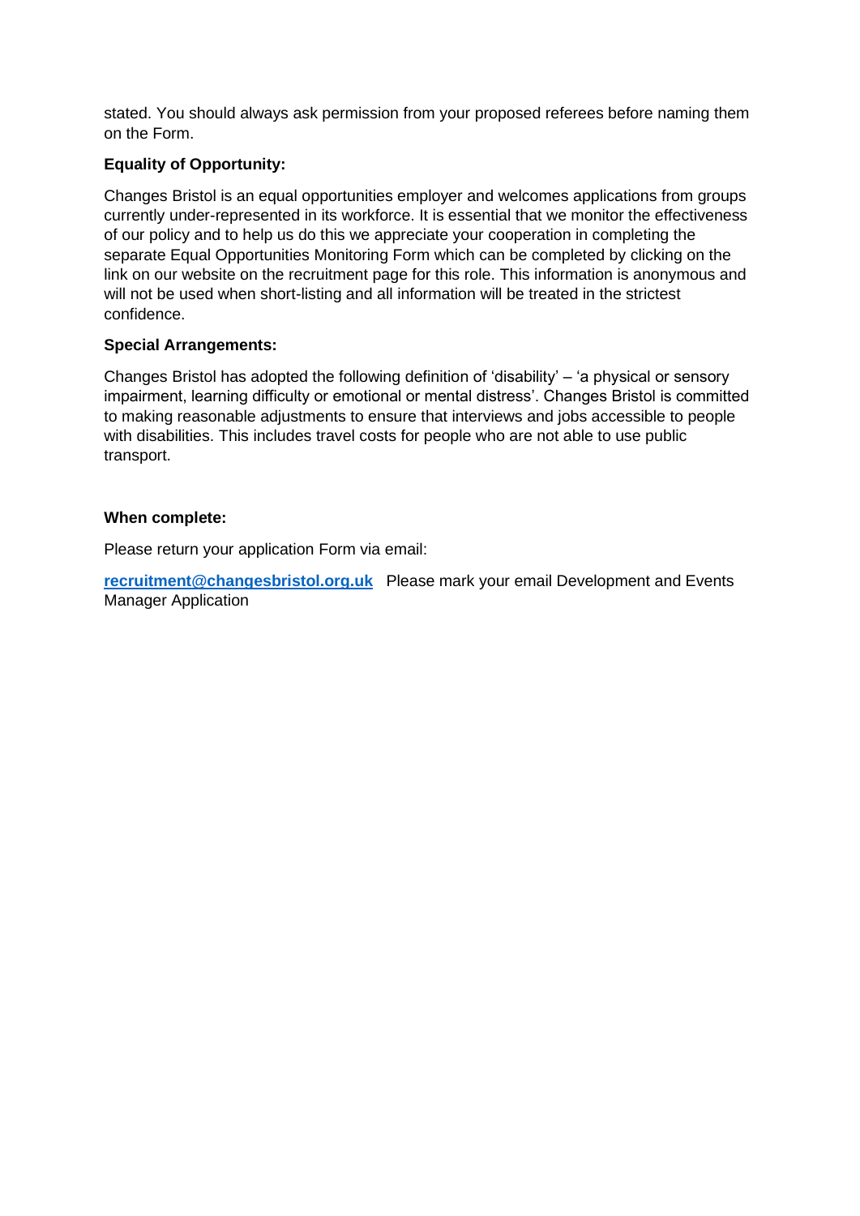stated. You should always ask permission from your proposed referees before naming them on the Form.

**Equality of Opportunity:**

Changes Bristol is an equal opportunities employer and welcomes applications from groups currently under-represented in its workforce. It is essential that we monitor the effectiveness of our policy and to help us do this we appreciate your cooperation in completing the separate Equal Opportunities Monitoring Form which can be completed by clicking on the link on our website on the recruitment page for this role. This information is anonymous and will not be used when short-listing and all information will be treated in the strictest confidence.

**Special Arrangements:**

Changes Bristol has adopted the following definition of 'disability' – 'a physical or sensory impairment, learning difficulty or emotional or mental distress'. Changes Bristol is committed to making reasonable adjustments to ensure that interviews and jobs accessible to people with disabilities. This includes travel costs for people who are not able to use public transport.

**When complete:**

Please return your application Form via email:

**recruitment@changesbristol.org.uk** Please mark your email Development and Events Manager Application